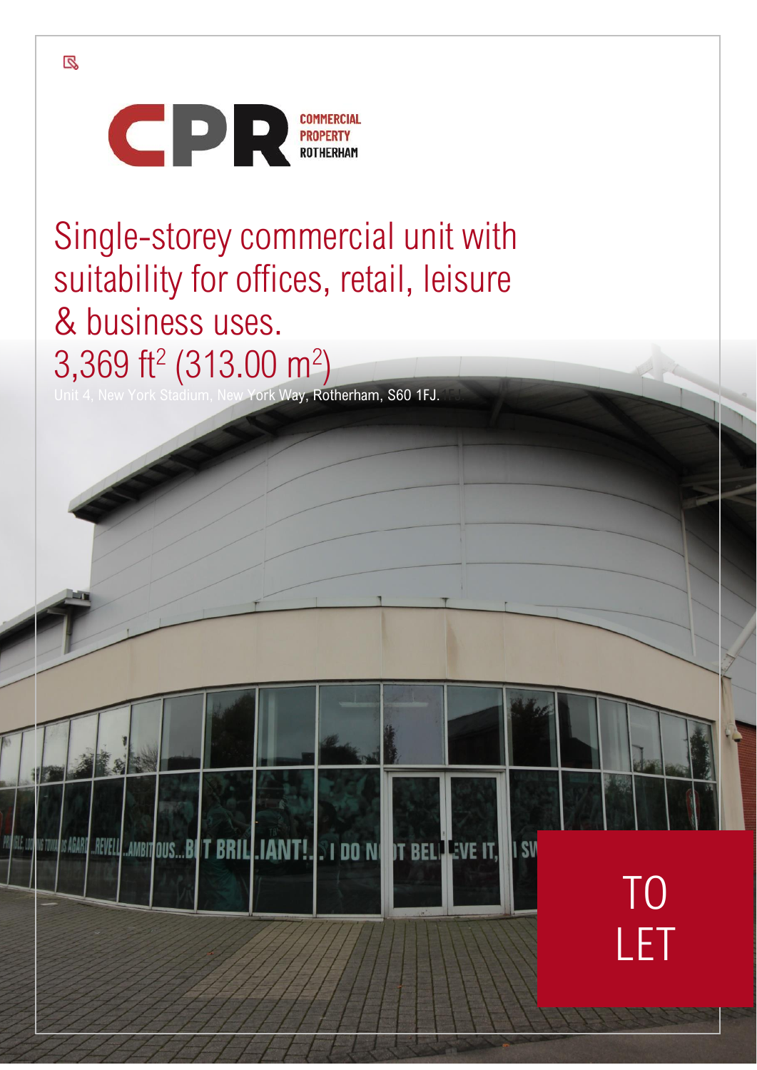COMMERCIAL PROPERTY ROTHERHAM

# Single-storey commercial unit with suitability for offices, retail, leisure & business uses.

## 3,369 ft² (313.00 m²)

Unit 4, New York Stadium, New York Way, Rotherham, S60 1FJ.

TO LET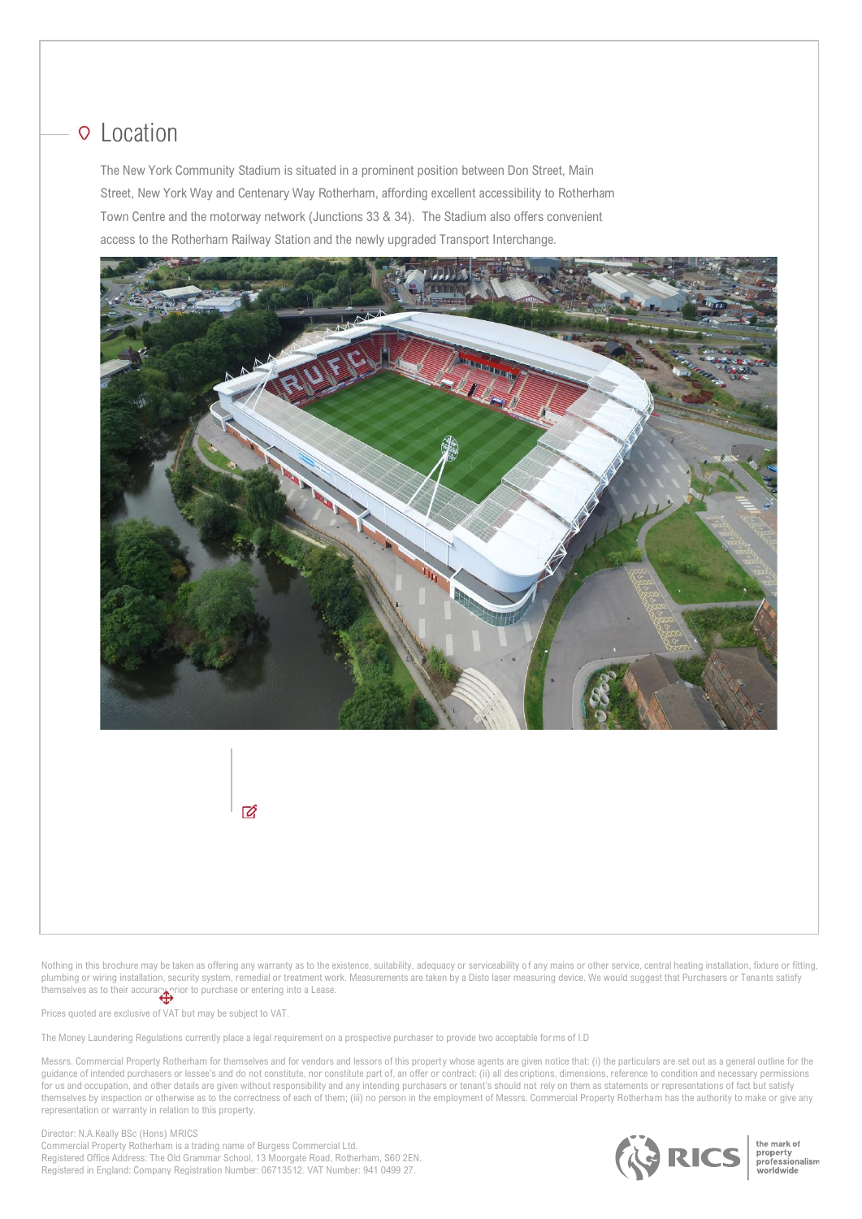## Location

The New York Community Stadium is situated in a prominent position between Don Street, Main Street, New York Way and Centenary Way Rotherham, affording excellent accessibility to Rotherham Town Centre and the motorway network (Junctions 33 & 34). The Stadium also offers convenient access to the Rotherham Railway Station and the newly upgraded Transport Interchange.

Nothing in this brochure may be taken as offering any warranty as to the existence, suitability, adequacy or serviceability of any mains or other service, central heating installation, fixture or fitting, plumbing or wiring installation, security system, remedial or treatment work. Measurements are taken by a Disto laser measuring device. We would suggest that Purchasers or Tenants satisfy themselves as to their accuracy prior to purchase or entering into a Lease.

Prices quoted are exclusive of VAT but may be subject to VAT.

The Money Laundering Regulations currently place a legal requirement on a prospective purchaser to provide two acceptable forms of I.D

Messrs. Commercial Property Rotherham for themselves and for vendors and lessors of this property whose agents are given notice that: (i) the particulars are set out as a general outline for the guidance of intended purchasers or lessee's and do not constitute, nor constitute part of, an offer or contract: (ii) all descriptions, dimensions, reference to condition and necessary permissions for us and occupation, and other details are given without responsibility and any intending purchasers or tenant's should not rely on them as statements or representations of fact but satisfy themselves by inspection or otherwise as to the correctness of each of them; (iii) no person in the employment of Messrs. Commercial Property Rotherham has the authority to make or give any representation or warranty in relation to this property.

Director: N.A.Keally BSc (Hons) MRICS
Commercial Property Rotherham is a trading name of Burgess Commercial Ltd.
Registered Office Address: The Old Grammar School, 13 Moorgate Road, Rotherham, S60 2EN.
Registered in England: Company Registration Number: 06713512. VAT Number: 941 0499 27.

RICS the mark of property professionalism worldwide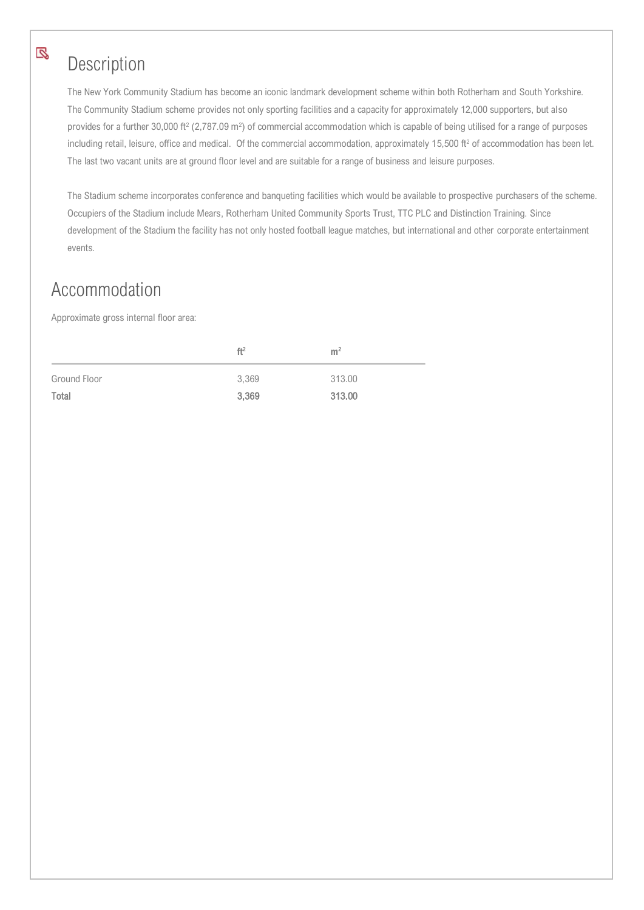## Description

The New York Community Stadium has become an iconic landmark development scheme within both Rotherham and South Yorkshire. The Community Stadium scheme provides not only sporting facilities and a capacity for approximately 12,000 supporters, but also provides for a further 30,000 $ft^2$ (2,787.09 $m^2$) of commercial accommodation which is capable of being utilised for a range of purposes including retail, leisure, office and medical. Of the commercial accommodation, approximately 15,500 $ft^2$ of accommodation has been let. The last two vacant units are at ground floor level and are suitable for a range of business and leisure purposes.

The Stadium scheme incorporates conference and banqueting facilities which would be available to prospective purchasers of the scheme. Occupiers of the Stadium include Mears, Rotherham United Community Sports Trust, TTC PLC and Distinction Training. Since development of the Stadium the facility has not only hosted football league matches, but international and other corporate entertainment events.

## Accommodation

Approximate gross internal floor area:

| | $ft^2$ | $m^2$ |
|---|---|---|
| Ground Floor | 3,369 | 313.00 |
| **Total** | **3,369** | **313.00** |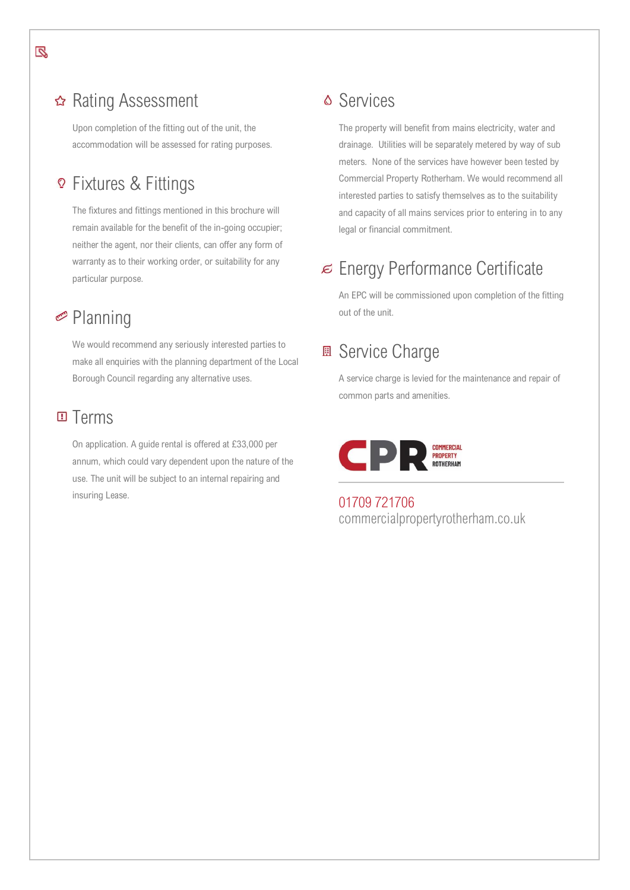## Rating Assessment

Upon completion of the fitting out of the unit, the accommodation will be assessed for rating purposes.

## Fixtures & Fittings

The fixtures and fittings mentioned in this brochure will remain available for the benefit of the in-going occupier; neither the agent, nor their clients, can offer any form of warranty as to their working order, or suitability for any particular purpose.

## Planning

We would recommend any seriously interested parties to make all enquiries with the planning department of the Local Borough Council regarding any alternative uses.

## Terms

On application. A guide rental is offered at £33,000 per annum, which could vary dependent upon the nature of the use. The unit will be subject to an internal repairing and insuring Lease.

## Services

The property will benefit from mains electricity, water and drainage. Utilities will be separately metered by way of sub meters. None of the services have however been tested by Commercial Property Rotherham. We would recommend all interested parties to satisfy themselves as to the suitability and capacity of all mains services prior to entering in to any legal or financial commitment.

## Energy Performance Certificate

An EPC will be commissioned upon completion of the fitting out of the unit.

## Service Charge

A service charge is levied for the maintenance and repair of common parts and amenities.

CPR COMMERCIAL PROPERTY ROTHERHAM

01709 721706
commercialpropertyrotherham.co.uk